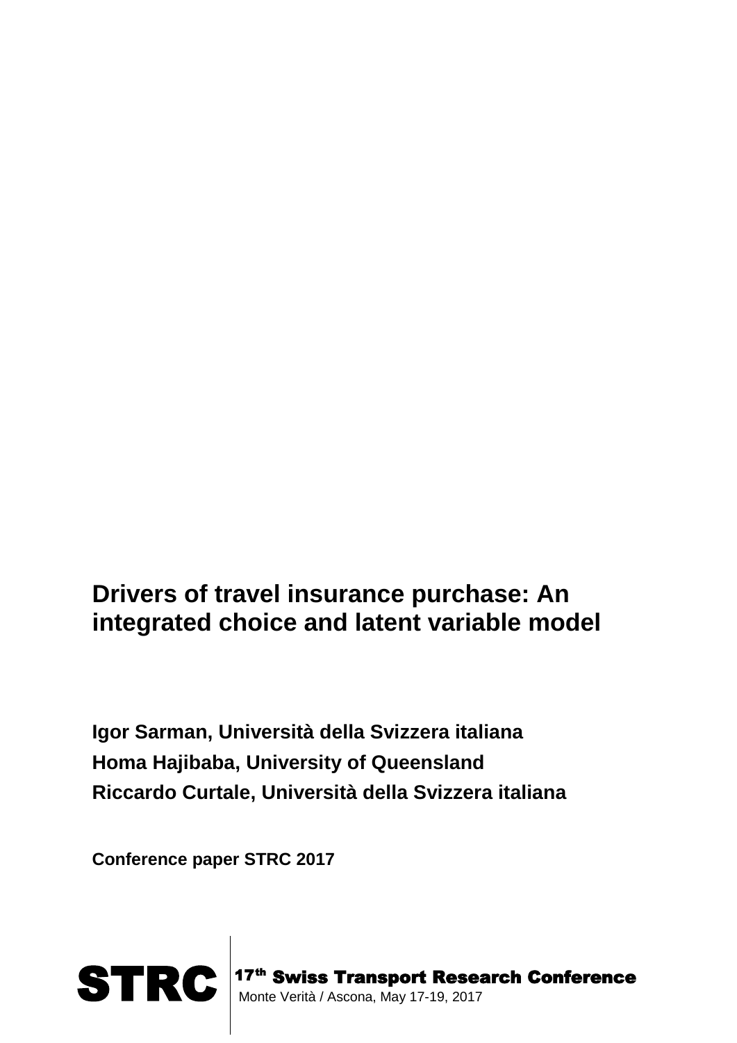# Drivers of travel insurance purchase: An integrated choice and latent variable model

**Igor Sarman, Università della Svizzera italiana**

**Homa Hajibaba, University of Queensland**

**Riccardo Curtale, Università della Svizzera italiana**

**Conference paper STRC 2017**

**STRC** | 17th Swiss Transport Research Conference
Monte Verità / Ascona, May 17-19, 2017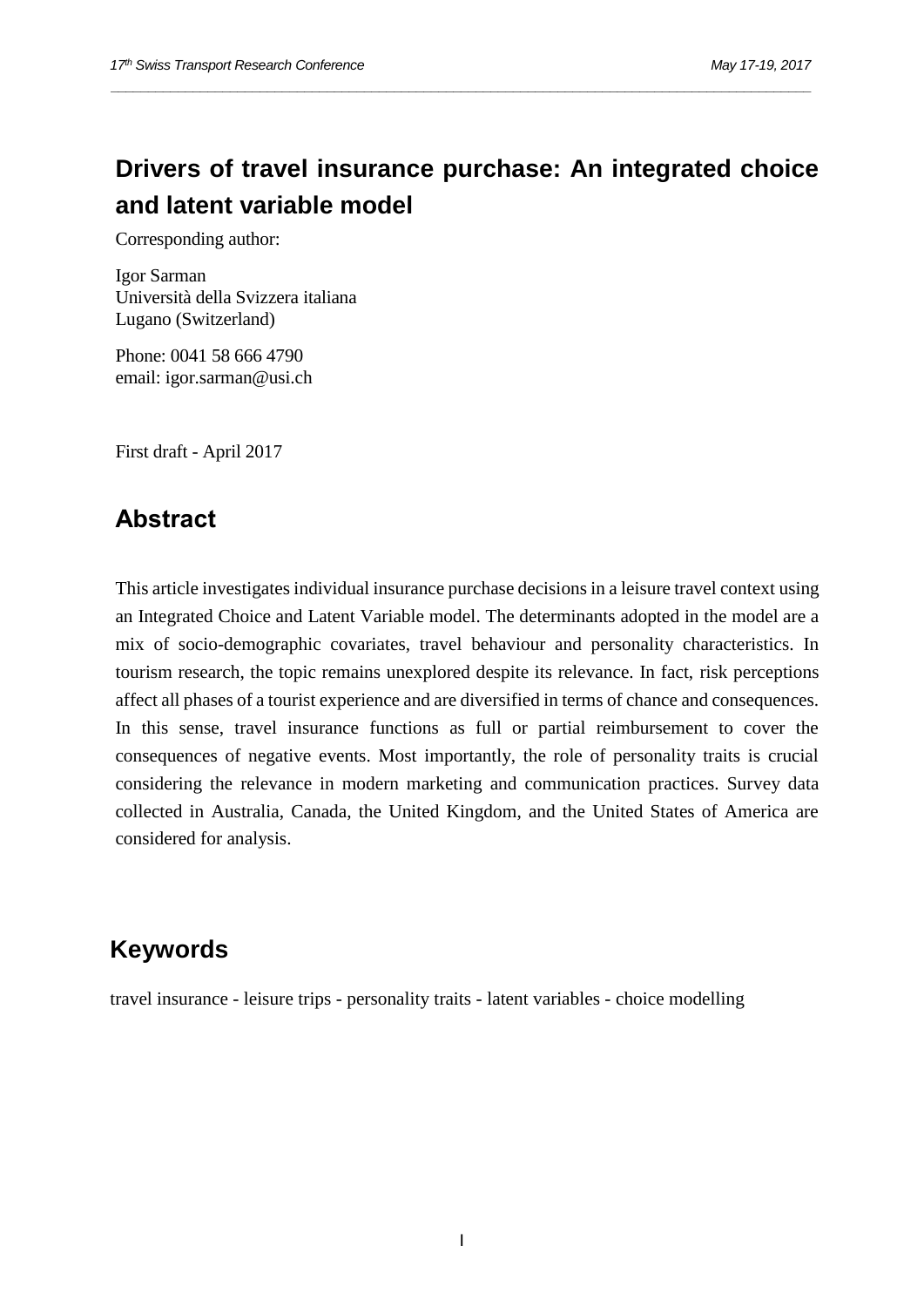# Drivers of travel insurance purchase: An integrated choice and latent variable model

Corresponding author:

Igor Sarman
Università della Svizzera italiana
Lugano (Switzerland)

Phone: 0041 58 666 4790
email: igor.sarman@usi.ch

First draft - April 2017

## Abstract

This article investigates individual insurance purchase decisions in a leisure travel context using an Integrated Choice and Latent Variable model. The determinants adopted in the model are a mix of socio-demographic covariates, travel behaviour and personality characteristics. In tourism research, the topic remains unexplored despite its relevance. In fact, risk perceptions affect all phases of a tourist experience and are diversified in terms of chance and consequences. In this sense, travel insurance functions as full or partial reimbursement to cover the consequences of negative events. Most importantly, the role of personality traits is crucial considering the relevance in modern marketing and communication practices. Survey data collected in Australia, Canada, the United Kingdom, and the United States of America are considered for analysis.

## Keywords

travel insurance - leisure trips - personality traits - latent variables - choice modelling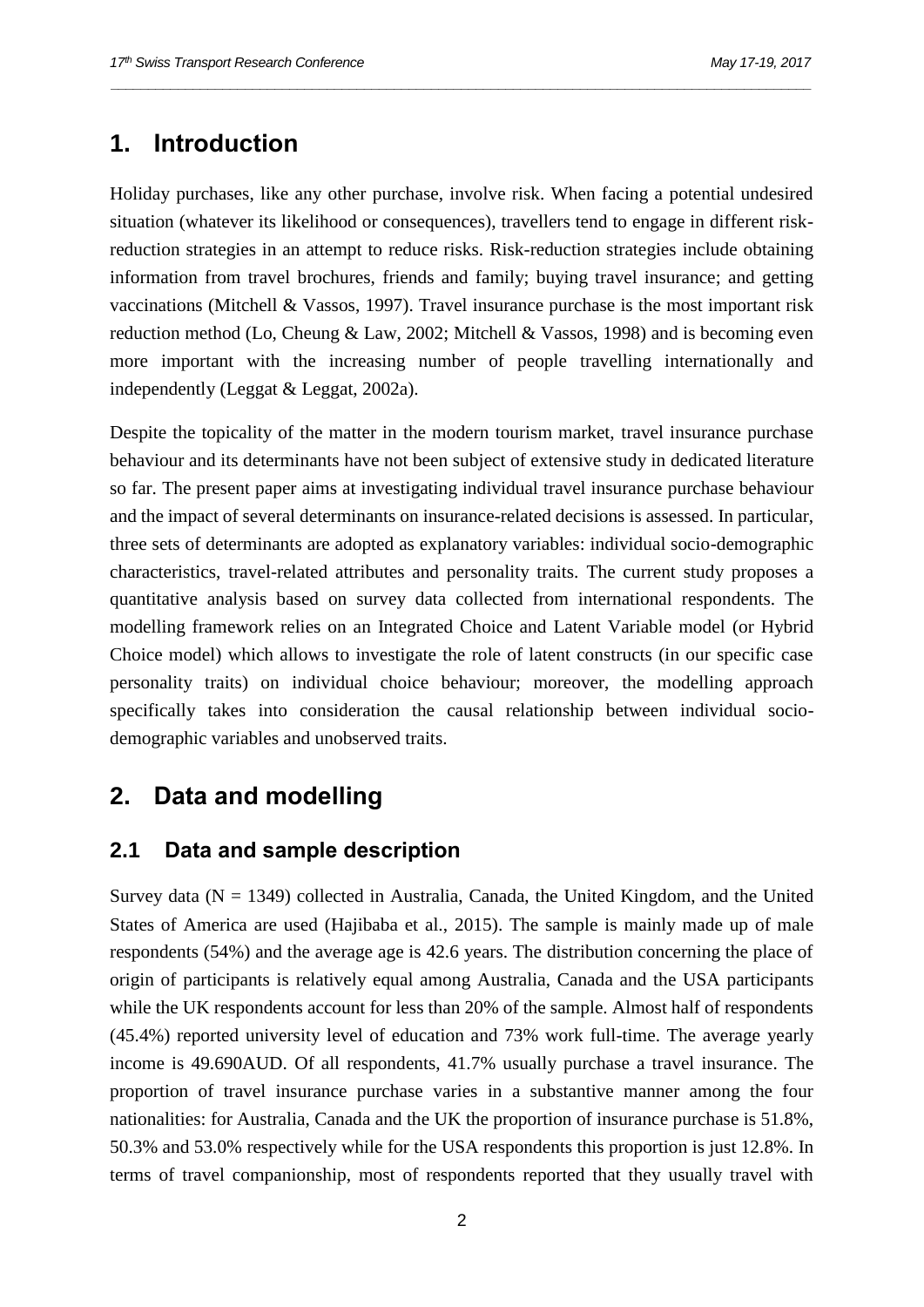# 1. Introduction

Holiday purchases, like any other purchase, involve risk. When facing a potential undesired situation (whatever its likelihood or consequences), travellers tend to engage in different risk-reduction strategies in an attempt to reduce risks. Risk-reduction strategies include obtaining information from travel brochures, friends and family; buying travel insurance; and getting vaccinations (Mitchell & Vassos, 1997). Travel insurance purchase is the most important risk reduction method (Lo, Cheung & Law, 2002; Mitchell & Vassos, 1998) and is becoming even more important with the increasing number of people travelling internationally and independently (Leggat & Leggat, 2002a).

Despite the topicality of the matter in the modern tourism market, travel insurance purchase behaviour and its determinants have not been subject of extensive study in dedicated literature so far. The present paper aims at investigating individual travel insurance purchase behaviour and the impact of several determinants on insurance-related decisions is assessed. In particular, three sets of determinants are adopted as explanatory variables: individual socio-demographic characteristics, travel-related attributes and personality traits. The current study proposes a quantitative analysis based on survey data collected from international respondents. The modelling framework relies on an Integrated Choice and Latent Variable model (or Hybrid Choice model) which allows to investigate the role of latent constructs (in our specific case personality traits) on individual choice behaviour; moreover, the modelling approach specifically takes into consideration the causal relationship between individual socio-demographic variables and unobserved traits.

# 2. Data and modelling

## 2.1 Data and sample description

Survey data (N = 1349) collected in Australia, Canada, the United Kingdom, and the United States of America are used (Hajibaba et al., 2015). The sample is mainly made up of male respondents (54%) and the average age is 42.6 years. The distribution concerning the place of origin of participants is relatively equal among Australia, Canada and the USA participants while the UK respondents account for less than 20% of the sample. Almost half of respondents (45.4%) reported university level of education and 73% work full-time. The average yearly income is 49.690AUD. Of all respondents, 41.7% usually purchase a travel insurance. The proportion of travel insurance purchase varies in a substantive manner among the four nationalities: for Australia, Canada and the UK the proportion of insurance purchase is 51.8%, 50.3% and 53.0% respectively while for the USA respondents this proportion is just 12.8%. In terms of travel companionship, most of respondents reported that they usually travel with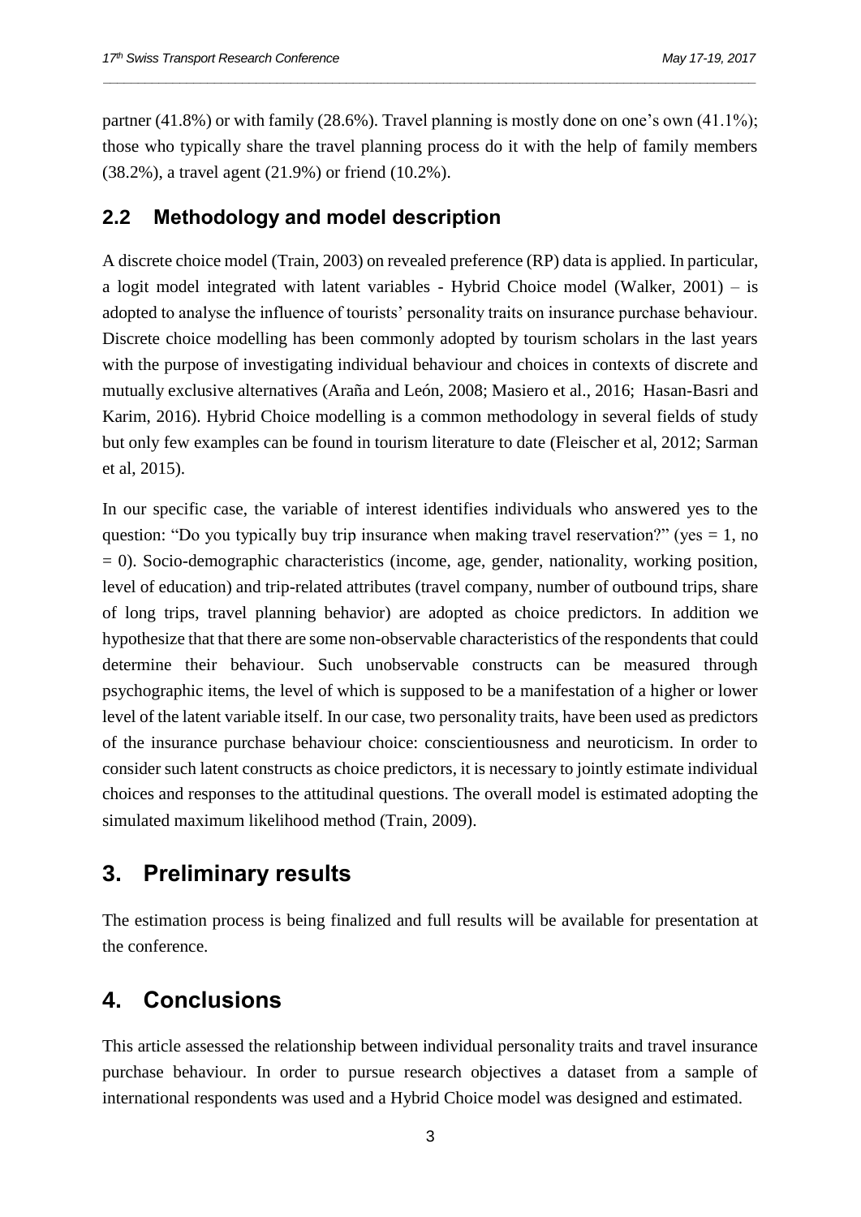partner (41.8%) or with family (28.6%). Travel planning is mostly done on one's own (41.1%); those who typically share the travel planning process do it with the help of family members (38.2%), a travel agent (21.9%) or friend (10.2%).

## 2.2 Methodology and model description

A discrete choice model (Train, 2003) on revealed preference (RP) data is applied. In particular, a logit model integrated with latent variables - Hybrid Choice model (Walker, 2001) – is adopted to analyse the influence of tourists' personality traits on insurance purchase behaviour. Discrete choice modelling has been commonly adopted by tourism scholars in the last years with the purpose of investigating individual behaviour and choices in contexts of discrete and mutually exclusive alternatives (Araña and León, 2008; Masiero et al., 2016; Hasan-Basri and Karim, 2016). Hybrid Choice modelling is a common methodology in several fields of study but only few examples can be found in tourism literature to date (Fleischer et al, 2012; Sarman et al, 2015).

In our specific case, the variable of interest identifies individuals who answered yes to the question: "Do you typically buy trip insurance when making travel reservation?" (yes = 1, no = 0). Socio-demographic characteristics (income, age, gender, nationality, working position, level of education) and trip-related attributes (travel company, number of outbound trips, share of long trips, travel planning behavior) are adopted as choice predictors. In addition we hypothesize that that there are some non-observable characteristics of the respondents that could determine their behaviour. Such unobservable constructs can be measured through psychographic items, the level of which is supposed to be a manifestation of a higher or lower level of the latent variable itself. In our case, two personality traits, have been used as predictors of the insurance purchase behaviour choice: conscientiousness and neuroticism. In order to consider such latent constructs as choice predictors, it is necessary to jointly estimate individual choices and responses to the attitudinal questions. The overall model is estimated adopting the simulated maximum likelihood method (Train, 2009).

# 3. Preliminary results

The estimation process is being finalized and full results will be available for presentation at the conference.

# 4. Conclusions

This article assessed the relationship between individual personality traits and travel insurance purchase behaviour. In order to pursue research objectives a dataset from a sample of international respondents was used and a Hybrid Choice model was designed and estimated.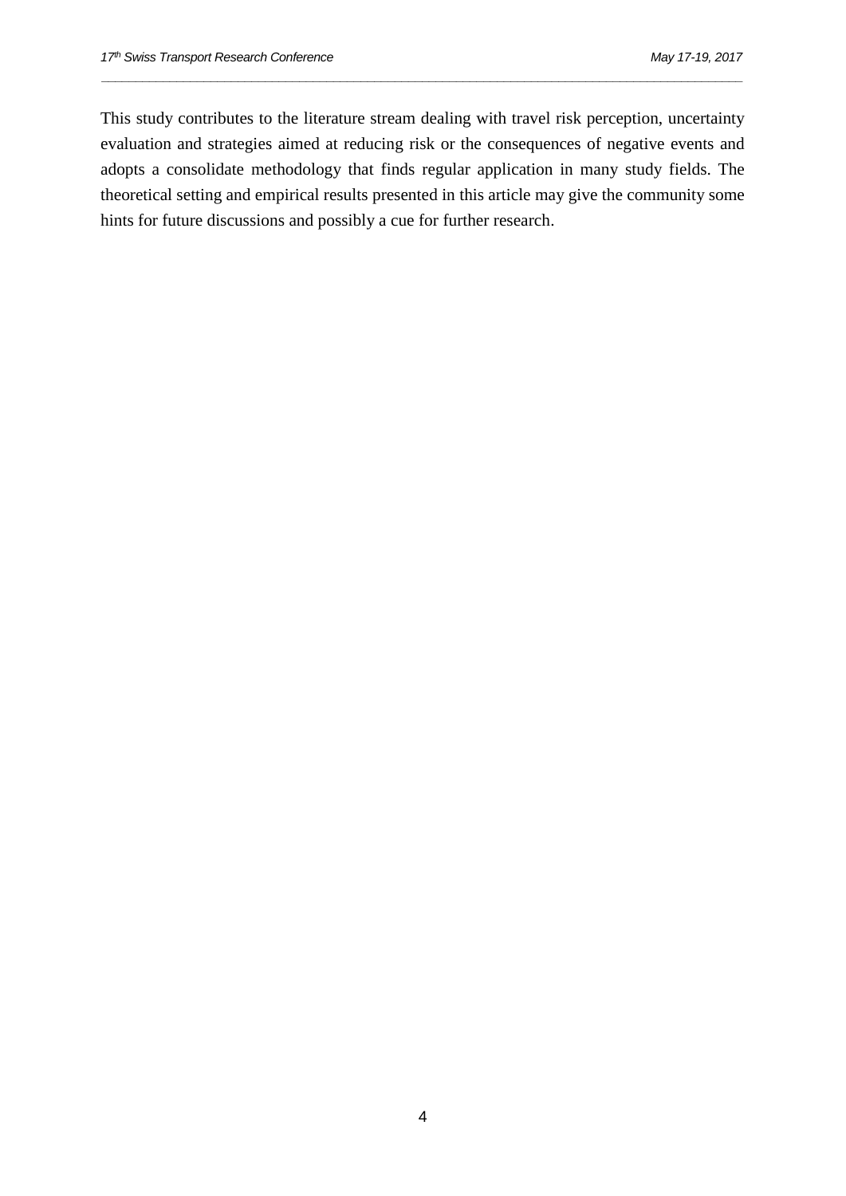This study contributes to the literature stream dealing with travel risk perception, uncertainty evaluation and strategies aimed at reducing risk or the consequences of negative events and adopts a consolidate methodology that finds regular application in many study fields. The theoretical setting and empirical results presented in this article may give the community some hints for future discussions and possibly a cue for further research.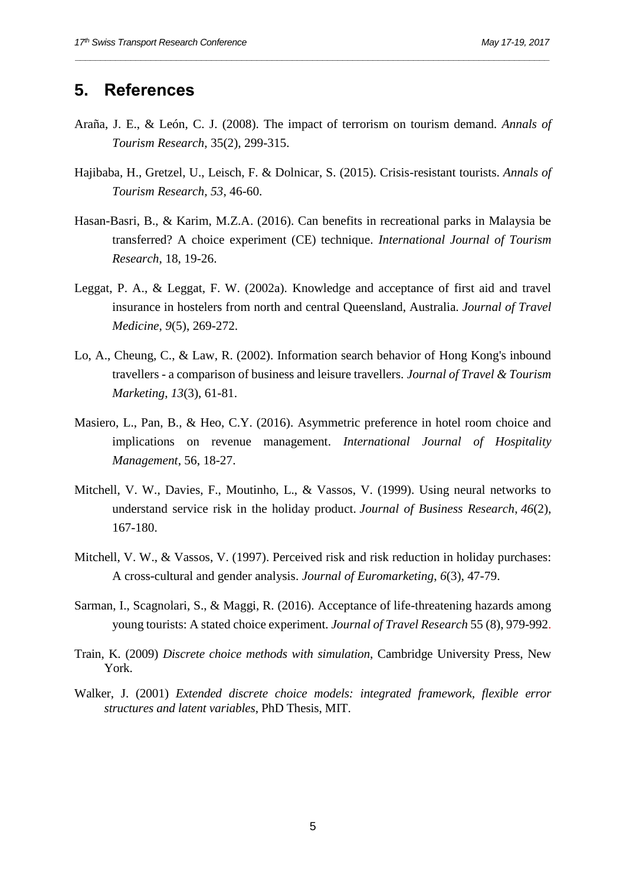## 5. References

Araña, J. E., & León, C. J. (2008). The impact of terrorism on tourism demand. *Annals of Tourism Research*, 35(2), 299-315.

Hajibaba, H., Gretzel, U., Leisch, F. & Dolnicar, S. (2015). Crisis-resistant tourists. *Annals of Tourism Research*, *53*, 46-60.

Hasan-Basri, B., & Karim, M.Z.A. (2016). Can benefits in recreational parks in Malaysia be transferred? A choice experiment (CE) technique. *International Journal of Tourism Research*, 18, 19-26.

Leggat, P. A., & Leggat, F. W. (2002a). Knowledge and acceptance of first aid and travel insurance in hostelers from north and central Queensland, Australia. *Journal of Travel Medicine*, *9*(5), 269-272.

Lo, A., Cheung, C., & Law, R. (2002). Information search behavior of Hong Kong's inbound travellers - a comparison of business and leisure travellers. *Journal of Travel & Tourism Marketing*, *13*(3), 61-81.

Masiero, L., Pan, B., & Heo, C.Y. (2016). Asymmetric preference in hotel room choice and implications on revenue management. *International Journal of Hospitality Management*, 56, 18-27.

Mitchell, V. W., Davies, F., Moutinho, L., & Vassos, V. (1999). Using neural networks to understand service risk in the holiday product. *Journal of Business Research*, *46*(2), 167-180.

Mitchell, V. W., & Vassos, V. (1997). Perceived risk and risk reduction in holiday purchases: A cross-cultural and gender analysis. *Journal of Euromarketing*, *6*(3), 47-79.

Sarman, I., Scagnolari, S., & Maggi, R. (2016). Acceptance of life-threatening hazards among young tourists: A stated choice experiment. *Journal of Travel Research* 55 (8), 979-992.

Train, K. (2009) *Discrete choice methods with simulation*, Cambridge University Press, New York.

Walker, J. (2001) *Extended discrete choice models: integrated framework, flexible error structures and latent variables*, PhD Thesis, MIT.